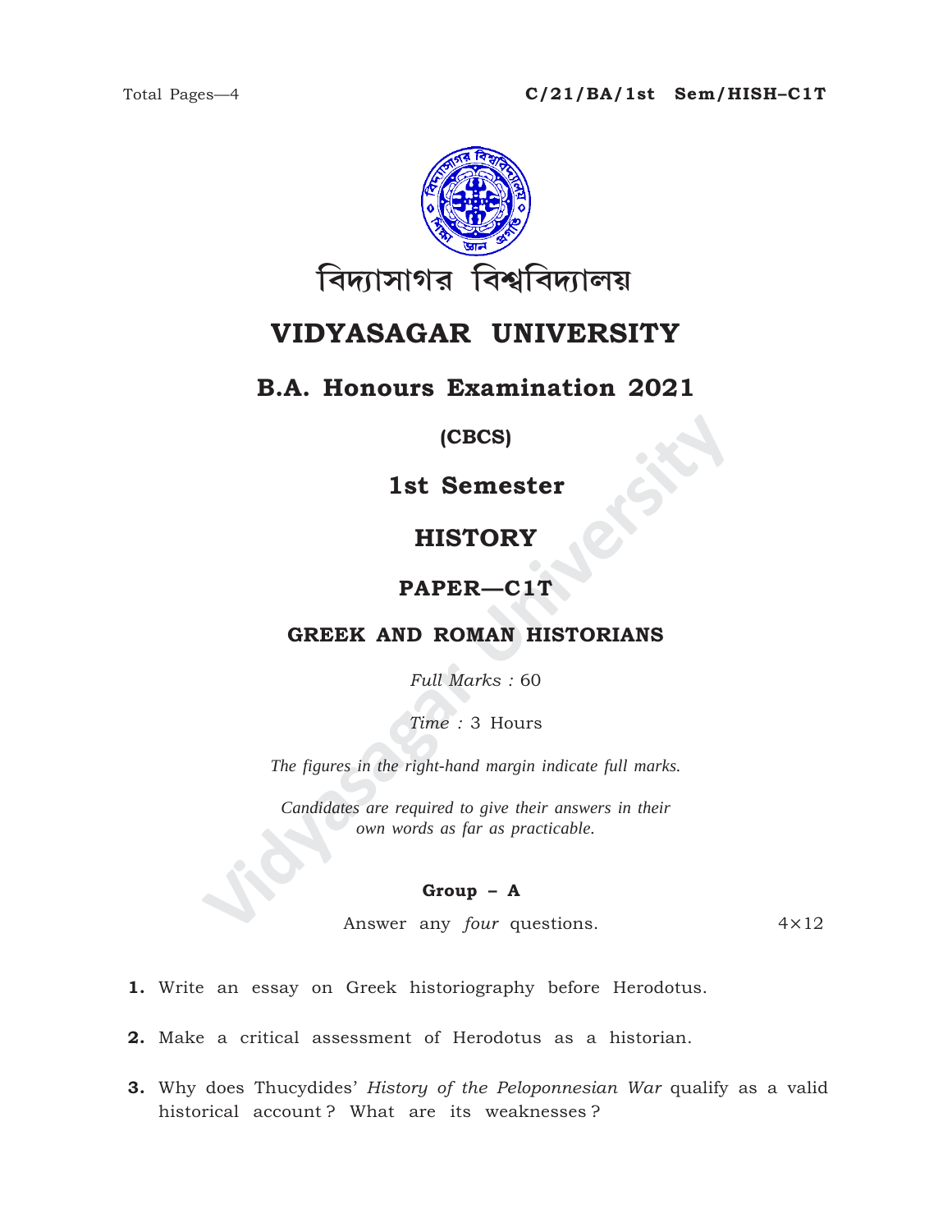Total Pages—4

**C/21/BA/1st Sem/HISH–C1T**

বিদ্যাসাগর বিশ্ববিদ্যালয়

# VIDYASAGAR UNIVERSITY

## B.A. Honours Examination 2021

**(CBCS)**

### 1st Semester

### HISTORY

### PAPER—C1T

### GREEK AND ROMAN HISTORIANS

*Full Marks :* 60

*Time :* 3 Hours

*The figures in the right-hand margin indicate full marks.*

*Candidates are required to give their answers in their own words as far as practicable.*

**Group – A**

Answer any *four* questions. 4×12

**1.** Write an essay on Greek historiography before Herodotus.

**2.** Make a critical assessment of Herodotus as a historian.

**3.** Why does Thucydides' *History of the Peloponnesian War* qualify as a valid historical account ? What are its weaknesses ?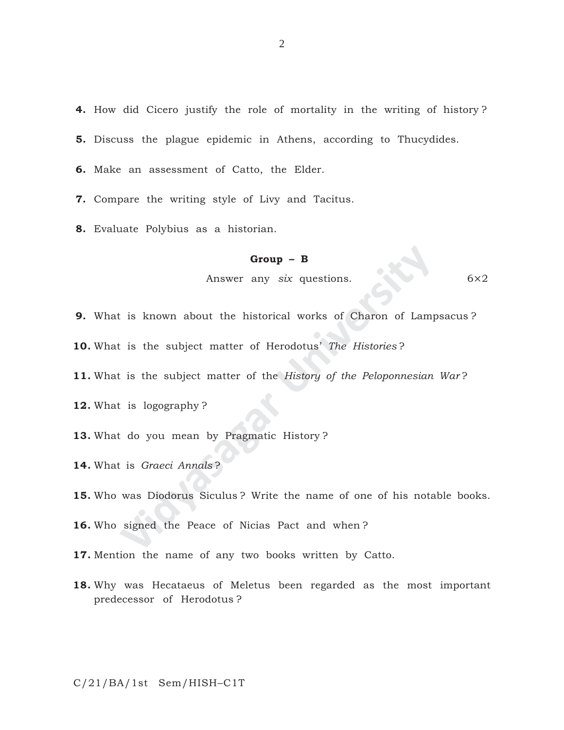4. How did Cicero justify the role of mortality in the writing of history ?

5. Discuss the plague epidemic in Athens, according to Thucydides.

6. Make an assessment of Catto, the Elder.

7. Compare the writing style of Livy and Tacitus.

8. Evaluate Polybius as a historian.

**Group – B**

Answer any *six* questions. 6×2

9. What is known about the historical works of Charon of Lampsacus ?

10. What is the subject matter of Herodotus' *The Histories* ?

11. What is the subject matter of the *History of the Peloponnesian War* ?

12. What is logography ?

13. What do you mean by Pragmatic History ?

14. What is *Graeci Annals* ?

15. Who was Diodorus Siculus ? Write the name of one of his notable books.

16. Who signed the Peace of Nicias Pact and when ?

17. Mention the name of any two books written by Catto.

18. Why was Hecataeus of Meletus been regarded as the most important predecessor of Herodotus ?

C/21/BA/1st Sem/HISH–C1T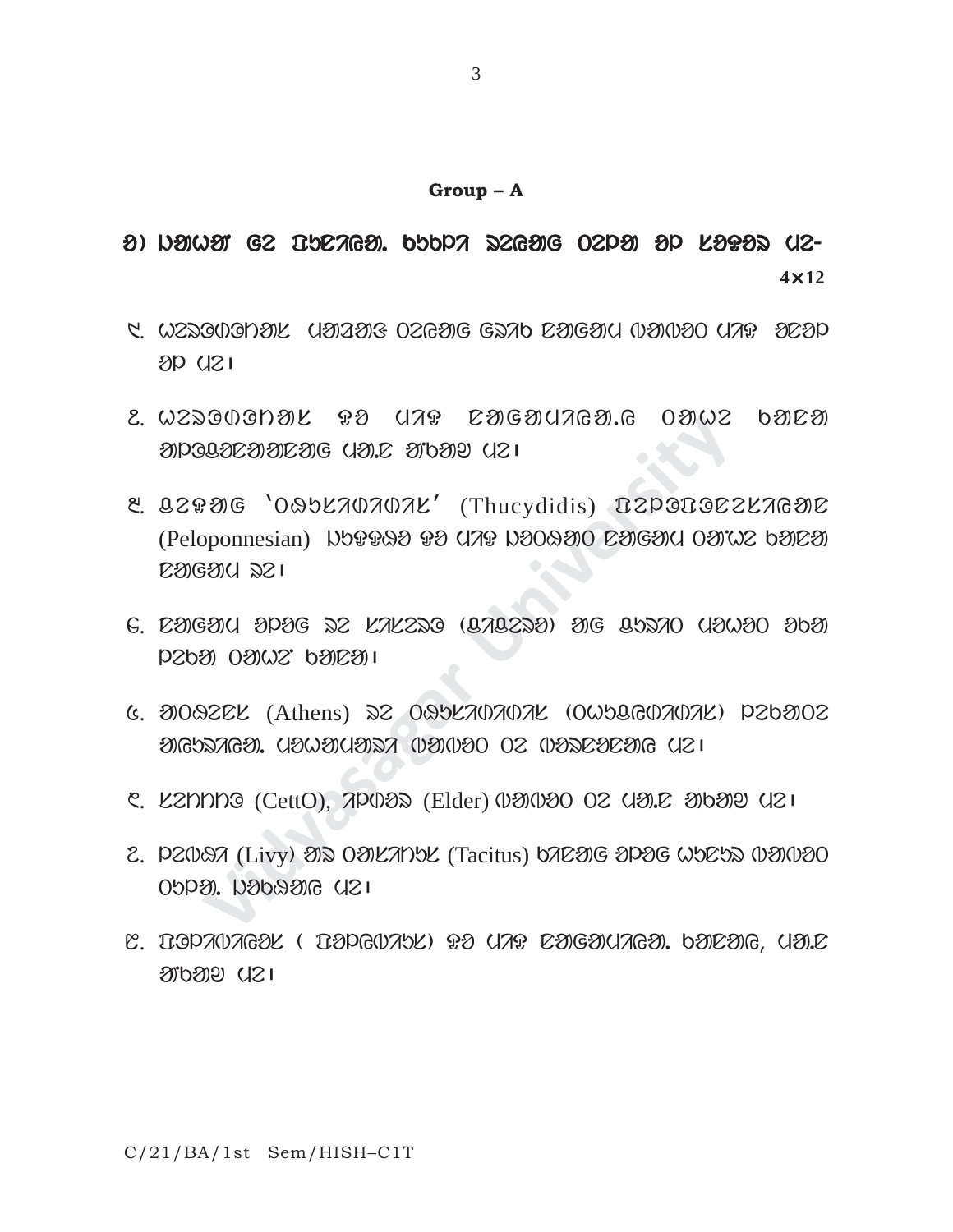**Group – A**

ᱠ) ᱡᱟᱦᱟᱸ ᱜᱮ ᱯᱩᱱᱤᱭᱟᱹ. ᱵᱩᱵᱩᱯᱟ ᱥᱮᱨᱮᱢᱟᱜ ᱚᱨᱡᱟ ᱟᱡ ᱞᱟᱠᱷᱟᱭ ᱢᱮ- 4×12

᱑. ᱦᱤᱥᱴᱚᱨᱤᱭᱳᱜᱽᱨᱟᱯᱷᱤ ᱢᱟᱱᱟᱢᱮᱡ ᱚᱨᱡᱟᱢᱮᱡ ᱜᱷᱟᱨᱵ ᱨᱟᱜᱟᱢ ᱛᱟᱛᱟᱣ ᱢᱟᱨᱟᱜ ᱟᱨᱟᱡ ᱟᱡ ᱢᱮ।

᱒. ᱦᱤᱥᱴᱚᱨᱤᱭᱳᱜᱽᱨᱟᱯᱷᱤ ᱥᱟ ᱢᱟᱜ ᱨᱟᱜᱟᱢᱢᱟᱜᱟ.ᱜ ᱚᱨᱦᱮ ᱵᱟᱨᱮᱟ ᱟᱡᱜᱤᱡᱮᱨᱟᱨᱮᱨᱟᱜ ᱢᱟ.ᱨ ᱟᱸᱵᱟᱱ ᱢᱮ।

᱓. ᱜᱮᱥᱟᱜ ‘ᱛᱷᱩᱥᱤᱰᱤᱰᱤᱥ’ (Thucydidis) ᱯᱮᱞᱳᱯᱳᱱᱮᱥᱤᱭᱟᱱ (Peloponnesian) ᱞᱟᱹᱥᱥᱟᱨ ᱥᱟ ᱢᱟᱜ ᱞᱟᱹᱛᱟᱨ ᱨᱟᱜᱟᱢ ᱚᱨᱦᱮ ᱵᱟᱨᱮᱟ ᱨᱟᱜᱟᱢ ᱨᱮ।

᱔. ᱨᱟᱜᱟᱢ ᱟᱡᱜ ᱨᱮ ᱡᱩᱞᱤᱭᱟᱥ (ᱥᱤᱡᱟᱨ) ᱟᱜ ᱜᱩᱱᱟᱹᱛ ᱢᱟᱦᱟᱛ ᱟᱵᱟ ᱡᱮᱵᱟ ᱚᱨᱦᱮ ᱵᱟᱨᱮᱟ।

᱕. ᱟᱛᱷᱮᱱᱥ (Athens) ᱨᱮ ᱛᱷᱩᱥᱤᱰᱤᱰᱤᱥ (ᱛᱷᱩᱥᱤᱰᱤᱰᱤᱥ) ᱡᱮᱵᱟᱛᱮ ᱟᱜᱩᱨᱟᱜᱟ. ᱢᱟᱦᱟᱛᱢᱟᱨᱟ ᱛᱟᱛᱟᱣ ᱛᱮ ᱛᱟᱨᱮᱨᱮᱨᱟᱜ ᱢᱮ।

᱖. ᱠᱮᱴᱳ (CettO), ᱮᱞᱰᱟᱨ (Elder) ᱛᱟᱛᱟᱣ ᱛᱮ ᱢᱟ.ᱨ ᱟᱵᱟᱱ ᱢᱮ।

᱗. ᱞᱤᱵᱤ (Livy) ᱟᱨ ᱴᱮᱥᱤᱴᱟᱥ (Tacitus) ᱵᱟᱨᱮᱟᱜ ᱟᱡᱜ ᱦᱩᱨᱩᱜ ᱛᱟᱛᱟᱣ ᱛᱩᱡᱟ. ᱞᱟᱵᱥᱟᱜ ᱢᱮ।

᱘. ᱦᱮᱨᱳᱰᱚᱴᱟᱥ ( ᱦᱮᱨᱳᱰᱚᱴᱟᱥ) ᱥᱟ ᱢᱟᱜ ᱨᱟᱜᱟᱢᱢᱟᱜᱟ. ᱵᱟᱨᱮᱟᱜ, ᱢᱟ.ᱨ ᱟᱸᱵᱟᱱ ᱢᱮ।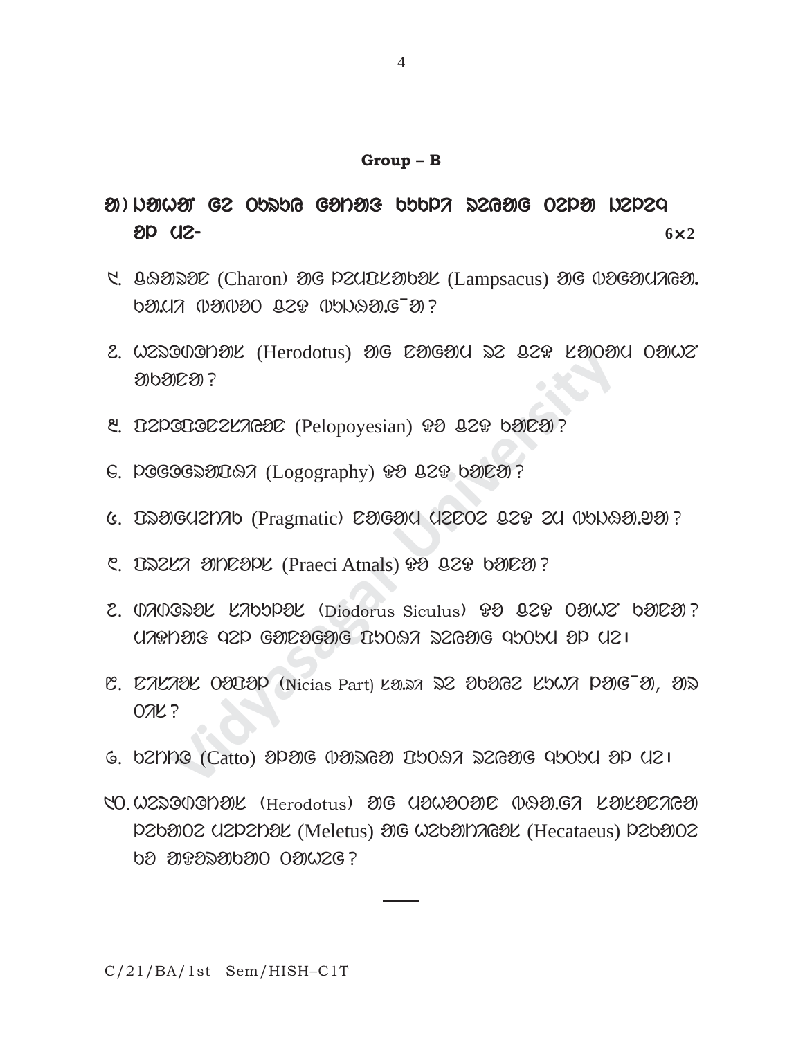**Group – B**

ᱠ) ᱞᱟᱛᱟᱨ ᱨᱮ ᱮᱢ ᱟᱠᱟᱱ ᱡᱟᱦᱟᱱᱟᱜ ᱵᱟᱵᱚᱫ ᱥᱮᱨᱮᱧ ᱚᱨᱡᱚ ᱞᱮᱠᱷᱟ ᱚᱞ ᱢᱮ- 6×2

᱑. ᱪᱟᱨᱚᱱ (Charon) ᱟᱜ ᱞᱮᱢᱯᱥᱟᱠᱟᱥ (Lampsacus) ᱟᱜ ᱛᱚᱜᱟᱛᱤᱦᱟᱥ. ᱠᱟ.ᱜᱤ ᱛᱟᱛᱚ ᱪᱮᱫ ᱛᱩᱞᱤᱡ.ᱜᱼᱟ ?

᱒. ᱦᱮᱨᱚᱰᱚᱴᱟᱥ (Herodotus) ᱟᱜ ᱥᱟᱜᱟᱜ ᱨᱮ ᱪᱮᱫ ᱥᱟᱹᱚᱟᱜ ᱚᱟᱦᱮ ᱟᱠᱟᱱᱟ ?

᱓. ᱯᱮᱞᱚᱯᱚᱭᱮᱥᱤᱭᱟᱱ (Pelopoyesian) ᱫᱚ ᱪᱮᱫ ᱠᱟᱱᱟ ?

᱔. ᱞᱚᱜᱚᱜᱨᱟᱯᱷᱤ (Logography) ᱫᱚ ᱪᱮᱫ ᱠᱟᱱᱟ ?

᱕. ᱯᱨᱟᱜᱢᱮᱴᱤᱠ (Pragmatic) ᱥᱟᱜᱟᱜ ᱜᱮᱥᱚᱮ ᱪᱮᱫ ᱮᱜ ᱛᱩᱞᱤᱡ.ᱡᱟ ?

᱖. ᱯᱨᱮᱥᱤ ᱟᱱᱟᱞᱥ (Praeci Atnals) ᱫᱚ ᱪᱮᱫ ᱠᱟᱱᱟ ?

᱗. ᱰᱟᱭᱚᱰᱚᱨᱟᱥ ᱥᱤᱠᱩᱞᱟᱥ (Diodorus Siculus) ᱫᱚ ᱪᱮᱫ ᱚᱟᱦᱮ ᱠᱟᱱᱟ ? ᱜᱤᱫᱤᱱᱟᱜ ᱞᱮᱠ ᱜᱟᱱᱟᱜᱟᱜ ᱯᱩᱛᱷᱤ ᱵᱟᱵᱚᱫ ᱞᱩᱛᱩᱜ ᱚᱞ ᱢᱮ।

᱘. ᱱᱤᱥᱤᱭᱟᱥ ᱚᱟᱯᱟᱲ (Nicias Part) ᱥᱟ.ᱨᱤ ᱨᱮ ᱚᱠᱚᱜᱮ ᱥᱩᱦᱤ ᱞᱟᱜᱼᱟ, ᱟᱨ ᱚᱱᱮ ?

᱙. ᱠᱮᱴᱚ (Catto) ᱚᱞᱟᱜ ᱛᱟᱨᱤᱡ ᱯᱩᱛᱷᱤ ᱵᱟᱵᱚᱫ ᱞᱩᱛᱩᱜ ᱚᱞ ᱢᱮ।

᱑᱐. ᱦᱮᱨᱚᱰᱚᱴᱟᱥ (Herodotus) ᱟᱜ ᱜᱚᱦᱚᱨᱟᱜ ᱛᱷᱟ.ᱜᱤ ᱥᱟᱥᱚᱱᱤᱭᱟ ᱞᱮᱠᱟᱛᱮ ᱜᱮᱞᱮᱴᱟᱥ (Meletus) ᱟᱜ ᱦᱮᱠᱟᱴᱤᱭᱟᱥ (Hecataeus) ᱞᱮᱠᱟᱛᱮ ᱠᱚ ᱟᱫᱚᱨᱟᱠᱟᱛ ᱚᱟᱦᱮᱜ ?